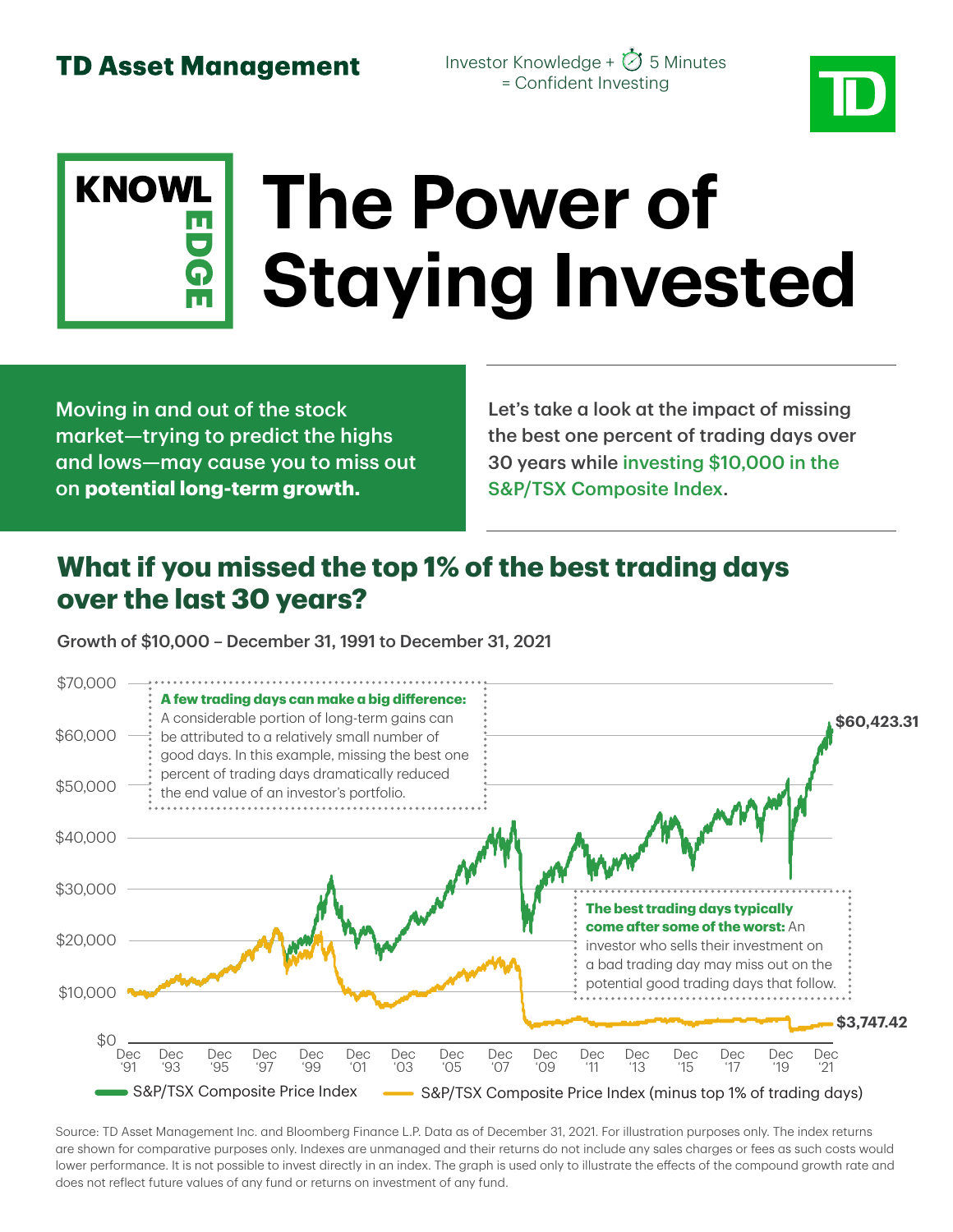**TD Asset Management**

Investor Knowledge + 5 Minutes = Confident Investing

KNOWL EDGE

# The Power of Staying Invested

Moving in and out of the stock market—trying to predict the highs and lows—may cause you to miss out on **potential long-term growth.**

Let's take a look at the impact of missing the best one percent of trading days over 30 years while investing $10,000 in the S&P/TSX Composite Index.

## What if you missed the top 1% of the best trading days over the last 30 years?

Growth of $10,000 – December 31, 1991 to December 31, 2021

**A few trading days can make a big difference:** A considerable portion of long-term gains can be attributed to a relatively small number of good days. In this example, missing the best one percent of trading days dramatically reduced the end value of an investor's portfolio.

**The best trading days typically come after some of the worst:** An investor who sells their investment on a bad trading day may miss out on the potential good trading days that follow.

| Series | Value at Dec '21 |
|---|---|
| S&P/TSX Composite Price Index | $60,423.31 |
| S&P/TSX Composite Price Index (minus top 1% of trading days) | $3,747.42 |

Source: TD Asset Management Inc. and Bloomberg Finance L.P. Data as of December 31, 2021. For illustration purposes only. The index returns are shown for comparative purposes only. Indexes are unmanaged and their returns do not include any sales charges or fees as such costs would lower performance. It is not possible to invest directly in an index. The graph is used only to illustrate the effects of the compound growth rate and does not reflect future values of any fund or returns on investment of any fund.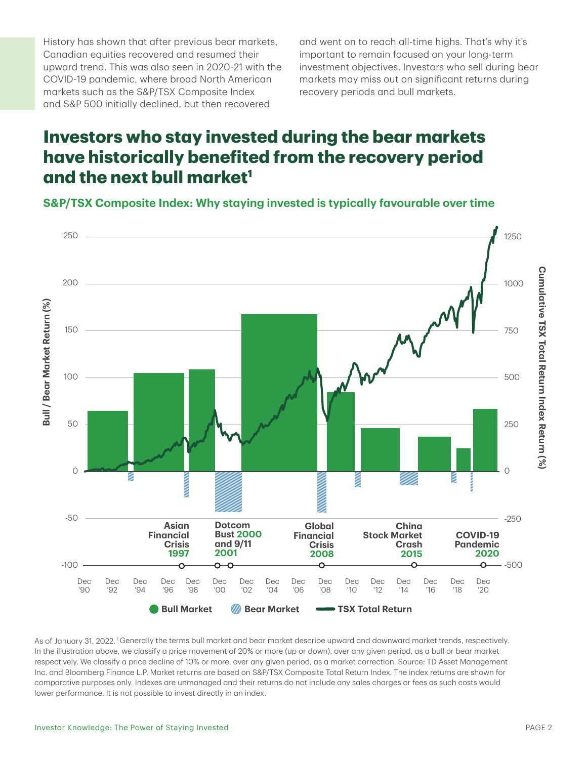History has shown that after previous bear markets, Canadian equities recovered and resumed their upward trend. This was also seen in 2020-21 with the COVID-19 pandemic, where broad North American markets such as the S&P/TSX Composite Index and S&P 500 initially declined, but then recovered and went on to reach all-time highs. That's why it's important to remain focused on your long-term investment objectives. Investors who sell during bear markets may miss out on significant returns during recovery periods and bull markets.

# Investors who stay invested during the bear markets have historically benefited from the recovery period and the next bull market[1]

## S&P/TSX Composite Index: Why staying invested is typically favourable over time

Bull / Bear Market Return (%) — Cumulative TSX Total Return Index Return (%)

Asian Financial Crisis 1997 · Dotcom Bust 2000 and 9/11 2001 · Global Financial Crisis 2008 · China Stock Market Crash 2015 · COVID-19 Pandemic 2020

Dec '90, Dec '92, Dec '94, Dec '96, Dec '98, Dec '00, Dec '02, Dec '04, Dec '06, Dec '08, Dec '10, Dec '12, Dec '14, Dec '16, Dec '18, Dec '20

Bull Market · Bear Market · TSX Total Return

As of January 31, 2022. [1] Generally the terms bull market and bear market describe upward and downward market trends, respectively. In the illustration above, we classify a price movement of 20% or more (up or down), over any given period, as a bull or bear market respectively. We classify a price decline of 10% or more, over any given period, as a market correction. Source: TD Asset Management Inc. and Bloomberg Finance L.P. Market returns are based on S&P/TSX Composite Total Return Index. The index returns are shown for comparative purposes only. Indexes are unmanaged and their returns do not include any sales charges or fees as such costs would lower performance. It is not possible to invest directly in an index.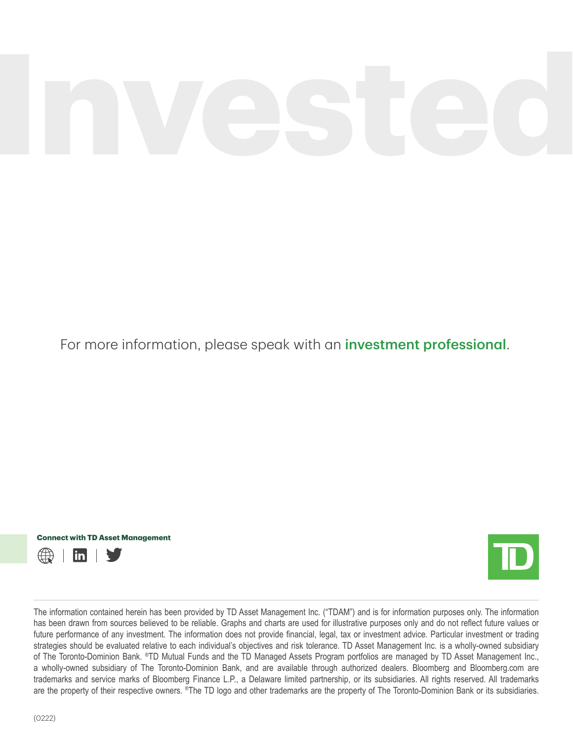# Invested

For more information, please speak with an **investment professional**.

**Connect with TD Asset Management**

The information contained herein has been provided by TD Asset Management Inc. ("TDAM") and is for information purposes only. The information has been drawn from sources believed to be reliable. Graphs and charts are used for illustrative purposes only and do not reflect future values or future performance of any investment. The information does not provide financial, legal, tax or investment advice. Particular investment or trading strategies should be evaluated relative to each individual's objectives and risk tolerance. TD Asset Management Inc. is a wholly-owned subsidiary of The Toronto-Dominion Bank. ®TD Mutual Funds and the TD Managed Assets Program portfolios are managed by TD Asset Management Inc., a wholly-owned subsidiary of The Toronto-Dominion Bank, and are available through authorized dealers. Bloomberg and Bloomberg.com are trademarks and service marks of Bloomberg Finance L.P., a Delaware limited partnership, or its subsidiaries. All rights reserved. All trademarks are the property of their respective owners. ®The TD logo and other trademarks are the property of The Toronto-Dominion Bank or its subsidiaries.

(0222)